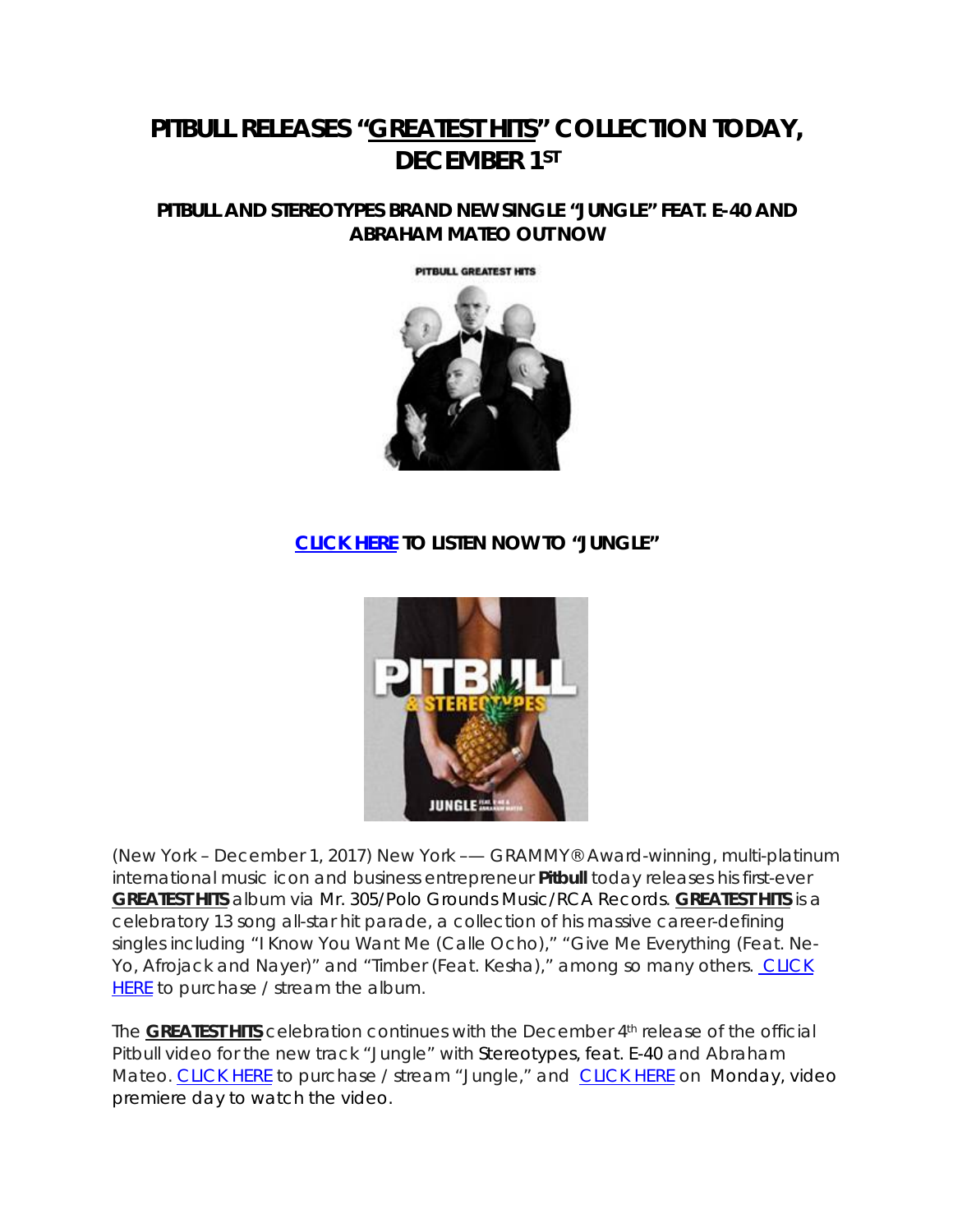# PITBULL RELEASES "GREATEST HITS" COLLECTION TODAY, DECEMBER 1ST

## PITBULL AND STEREOTYPES BRAND NEW SINGLE "JUNGLE" FEAT. E-40 AND ABRAHAM MATEO OUT NOW

**CLICK HERE TO LISTEN NOW TO "JUNGLE"**

(New York – December 1, 2017) New York –– GRAMMY® Award-winning, multi-platinum international music icon and business entrepreneur **Pitbull** today releases his first-ever **GREATEST HITS** album via Mr. 305/Polo Grounds Music/RCA Records. **GREATEST HITS** is a celebratory 13 song all-star hit parade, a collection of his massive career-defining singles including "I Know You Want Me (Calle Ocho)," "Give Me Everything (Feat. Ne-Yo, Afrojack and Nayer)" and "Timber (Feat. Kesha)," among so many others. CLICK HERE to purchase / stream the album.

The **GREATEST HITS** celebration continues with the December 4th release of the official Pitbull video for the new track "Jungle" with Stereotypes, feat. E-40 and Abraham Mateo. CLICK HERE to purchase / stream "Jungle," and CLICK HERE on Monday, video premiere day to watch the video.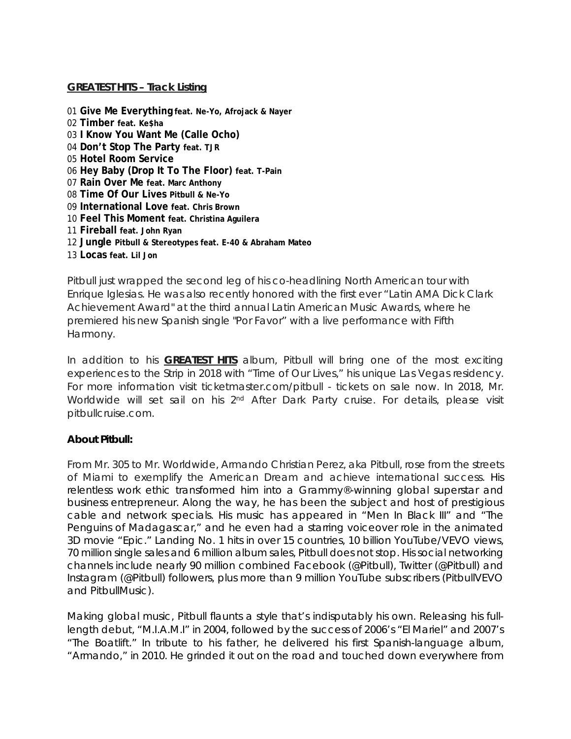**<u>GREATEST HITS – Track Listing</u>**

01 **Give Me Everything** **feat. Ne-Yo, Afrojack & Nayer**
02 **Timber** **feat. Ke$ha**
03 **I Know You Want Me (Calle Ocho)**
04 **Don't Stop The Party** **feat. TJR**
05 **Hotel Room Service**
06 **Hey Baby (Drop It To The Floor)** **feat. T-Pain**
07 **Rain Over Me** **feat. Marc Anthony**
08 **Time Of Our Lives** **Pitbull & Ne-Yo**
09 **International Love** **feat. Chris Brown**
10 **Feel This Moment** **feat. Christina Aguilera**
11 **Fireball** **feat. John Ryan**
12 **Jungle** **Pitbull & Stereotypes feat. E-40 & Abraham Mateo**
13 **Locas** **feat. Lil Jon**

Pitbull just wrapped the second leg of his co-headlining North American tour with Enrique Iglesias. He was also recently honored with the first ever "Latin AMA Dick Clark Achievement Award" at the third annual Latin American Music Awards, where he premiered his new Spanish single "Por Favor" with a live performance with Fifth Harmony.

In addition to his **<u>GREATEST HITS</u>** album, Pitbull will bring one of the most exciting experiences to the Strip in 2018 with "Time of Our Lives," his unique Las Vegas residency. For more information visit ticketmaster.com/pitbull - tickets on sale now. In 2018, Mr. Worldwide will set sail on his 2nd After Dark Party cruise. For details, please visit pitbullcruise.com.

**About Pitbull:**

From Mr. 305 to Mr. Worldwide, Armando Christian Perez, aka Pitbull, rose from the streets of Miami to exemplify the American Dream and achieve international success. His relentless work ethic transformed him into a Grammy®-winning global superstar and business entrepreneur. Along the way, he has been the subject and host of prestigious cable and network specials. His music has appeared in "Men In Black III" and "The Penguins of Madagascar," and he even had a starring voiceover role in the animated 3D movie "Epic." Landing No. 1 hits in over 15 countries, 10 billion YouTube/VEVO views, 70 million single sales and 6 million album sales, Pitbull does not stop. His social networking channels include nearly 90 million combined Facebook (@Pitbull), Twitter (@Pitbull) and Instagram (@Pitbull) followers, plus more than 9 million YouTube subscribers (PitbullVEVO and PitbullMusic).

Making global music, Pitbull flaunts a style that's indisputably his own. Releasing his full-length debut, "M.I.A.M.I" in 2004, followed by the success of 2006's "El Mariel" and 2007's "The Boatlift." In tribute to his father, he delivered his first Spanish-language album, "Armando," in 2010. He grinded it out on the road and touched down everywhere from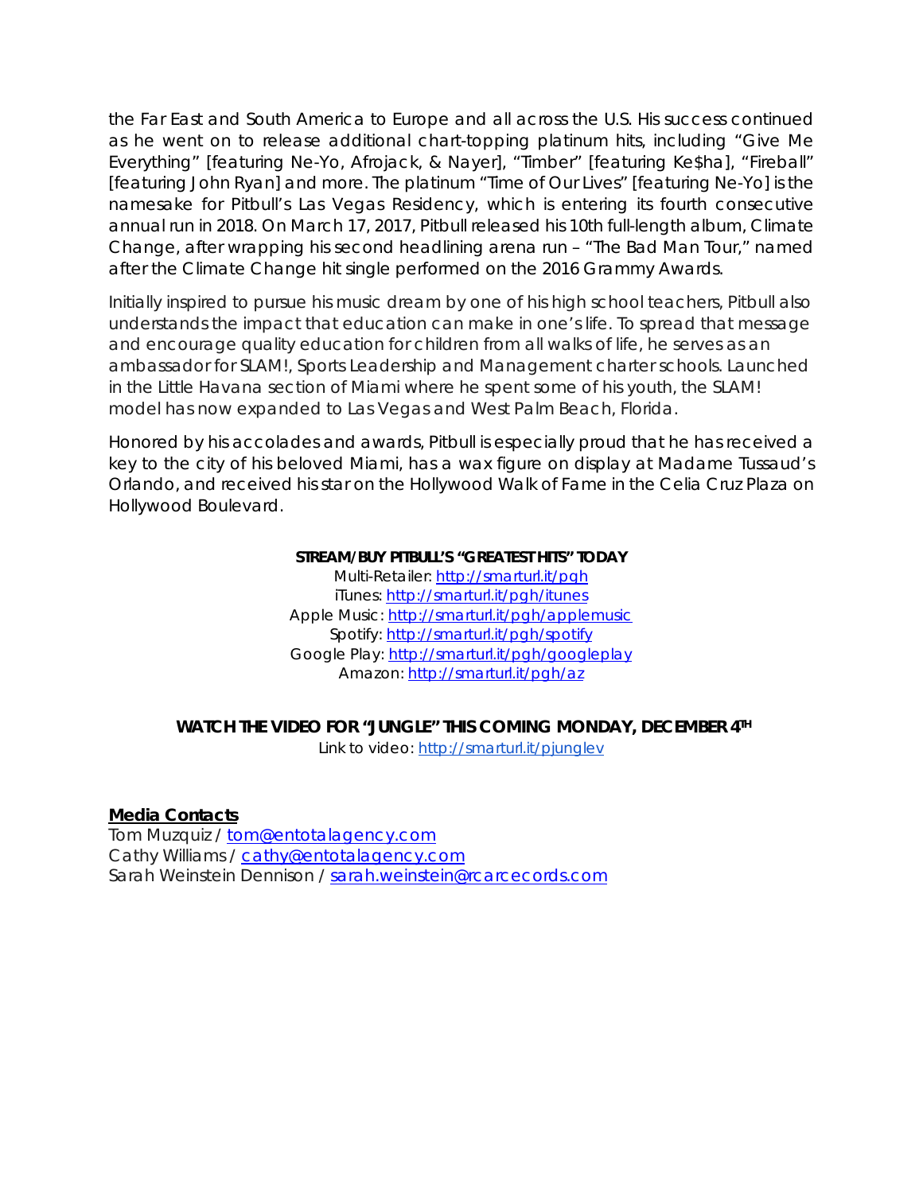the Far East and South America to Europe and all across the U.S. His success continued as he went on to release additional chart-topping platinum hits, including "Give Me Everything" [featuring Ne-Yo, Afrojack, & Nayer], "Timber" [featuring Ke$ha], "Fireball" [featuring John Ryan] and more. The platinum "Time of Our Lives" [featuring Ne-Yo] is the namesake for Pitbull's Las Vegas Residency, which is entering its fourth consecutive annual run in 2018. On March 17, 2017, Pitbull released his 10th full-length album, Climate Change, after wrapping his second headlining arena run – "The Bad Man Tour," named after the Climate Change hit single performed on the 2016 Grammy Awards.

Initially inspired to pursue his music dream by one of his high school teachers, Pitbull also understands the impact that education can make in one's life. To spread that message and encourage quality education for children from all walks of life, he serves as an ambassador for SLAM!, Sports Leadership and Management charter schools. Launched in the Little Havana section of Miami where he spent some of his youth, the SLAM! model has now expanded to Las Vegas and West Palm Beach, Florida.

Honored by his accolades and awards, Pitbull is especially proud that he has received a key to the city of his beloved Miami, has a wax figure on display at Madame Tussaud's Orlando, and received his star on the Hollywood Walk of Fame in the Celia Cruz Plaza on Hollywood Boulevard.

**STREAM/BUY PITBULL'S "GREATEST HITS" TODAY**

Multi-Retailer: http://smarturl.it/pgh
iTunes: http://smarturl.it/pgh/itunes
Apple Music: http://smarturl.it/pgh/applemusic
Spotify: http://smarturl.it/pgh/spotify
Google Play: http://smarturl.it/pgh/googleplay
Amazon: http://smarturl.it/pgh/az

**WATCH THE VIDEO FOR "JUNGLE" THIS COMING MONDAY, DECEMBER 4TH**

Link to video: http://smarturl.it/pjunglev

**Media Contacts**

Tom Muzquiz / tom@entotalagency.com
Cathy Williams / cathy@entotalagency.com
Sarah Weinstein Dennison / sarah.weinstein@rcarecords.com